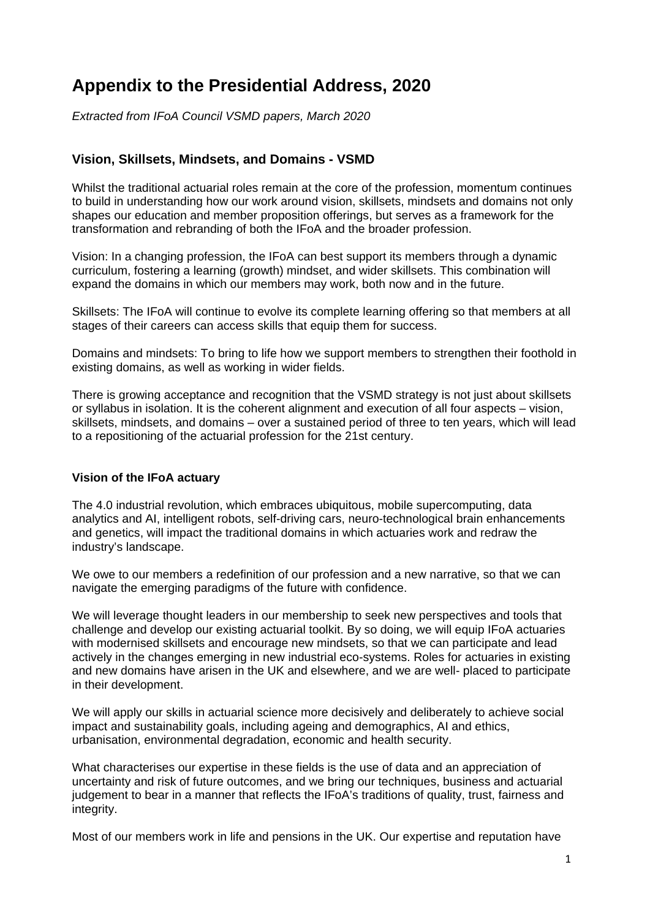# Appendix to the Presidential Address, 2020

*Extracted from IFoA Council VSMD papers, March 2020*

## Vision, Skillsets, Mindsets, and Domains - VSMD

Whilst the traditional actuarial roles remain at the core of the profession, momentum continues to build in understanding how our work around vision, skillsets, mindsets and domains not only shapes our education and member proposition offerings, but serves as a framework for the transformation and rebranding of both the IFoA and the broader profession.

Vision: In a changing profession, the IFoA can best support its members through a dynamic curriculum, fostering a learning (growth) mindset, and wider skillsets. This combination will expand the domains in which our members may work, both now and in the future.

Skillsets: The IFoA will continue to evolve its complete learning offering so that members at all stages of their careers can access skills that equip them for success.

Domains and mindsets: To bring to life how we support members to strengthen their foothold in existing domains, as well as working in wider fields.

There is growing acceptance and recognition that the VSMD strategy is not just about skillsets or syllabus in isolation. It is the coherent alignment and execution of all four aspects – vision, skillsets, mindsets, and domains – over a sustained period of three to ten years, which will lead to a repositioning of the actuarial profession for the 21st century.

### Vision of the IFoA actuary

The 4.0 industrial revolution, which embraces ubiquitous, mobile supercomputing, data analytics and AI, intelligent robots, self-driving cars, neuro-technological brain enhancements and genetics, will impact the traditional domains in which actuaries work and redraw the industry's landscape.

We owe to our members a redefinition of our profession and a new narrative, so that we can navigate the emerging paradigms of the future with confidence.

We will leverage thought leaders in our membership to seek new perspectives and tools that challenge and develop our existing actuarial toolkit. By so doing, we will equip IFoA actuaries with modernised skillsets and encourage new mindsets, so that we can participate and lead actively in the changes emerging in new industrial eco-systems. Roles for actuaries in existing and new domains have arisen in the UK and elsewhere, and we are well- placed to participate in their development.

We will apply our skills in actuarial science more decisively and deliberately to achieve social impact and sustainability goals, including ageing and demographics, AI and ethics, urbanisation, environmental degradation, economic and health security.

What characterises our expertise in these fields is the use of data and an appreciation of uncertainty and risk of future outcomes, and we bring our techniques, business and actuarial judgement to bear in a manner that reflects the IFoA's traditions of quality, trust, fairness and integrity.

Most of our members work in life and pensions in the UK. Our expertise and reputation have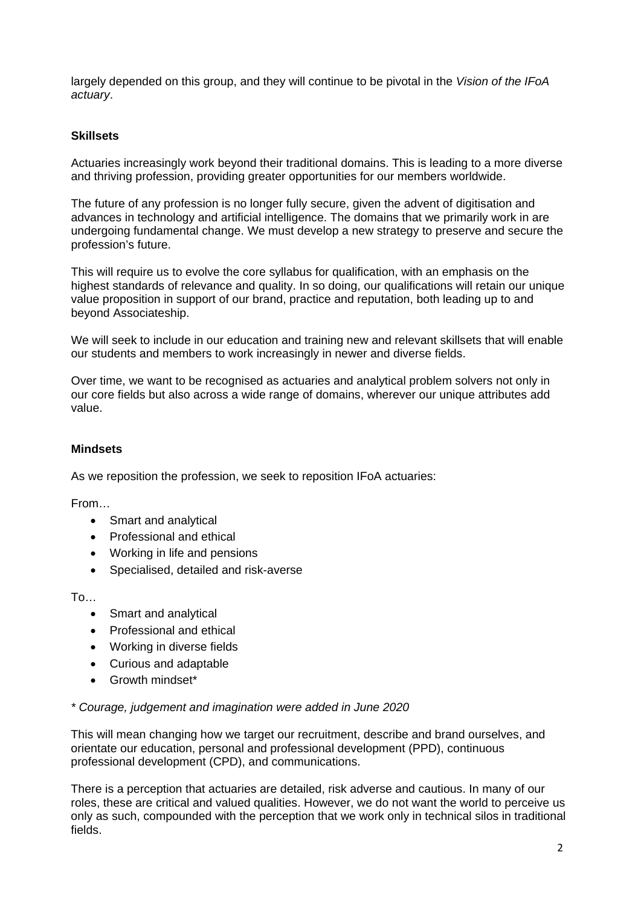largely depended on this group, and they will continue to be pivotal in the *Vision of the IFoA actuary*.

**Skillsets**

Actuaries increasingly work beyond their traditional domains. This is leading to a more diverse and thriving profession, providing greater opportunities for our members worldwide.

The future of any profession is no longer fully secure, given the advent of digitisation and advances in technology and artificial intelligence. The domains that we primarily work in are undergoing fundamental change. We must develop a new strategy to preserve and secure the profession's future.

This will require us to evolve the core syllabus for qualification, with an emphasis on the highest standards of relevance and quality. In so doing, our qualifications will retain our unique value proposition in support of our brand, practice and reputation, both leading up to and beyond Associateship.

We will seek to include in our education and training new and relevant skillsets that will enable our students and members to work increasingly in newer and diverse fields.

Over time, we want to be recognised as actuaries and analytical problem solvers not only in our core fields but also across a wide range of domains, wherever our unique attributes add value.

**Mindsets**

As we reposition the profession, we seek to reposition IFoA actuaries:

From…

- Smart and analytical
- Professional and ethical
- Working in life and pensions
- Specialised, detailed and risk-averse

To…

- Smart and analytical
- Professional and ethical
- Working in diverse fields
- Curious and adaptable
- Growth mindset*

*\* Courage, judgement and imagination were added in June 2020*

This will mean changing how we target our recruitment, describe and brand ourselves, and orientate our education, personal and professional development (PPD), continuous professional development (CPD), and communications.

There is a perception that actuaries are detailed, risk adverse and cautious. In many of our roles, these are critical and valued qualities. However, we do not want the world to perceive us only as such, compounded with the perception that we work only in technical silos in traditional fields.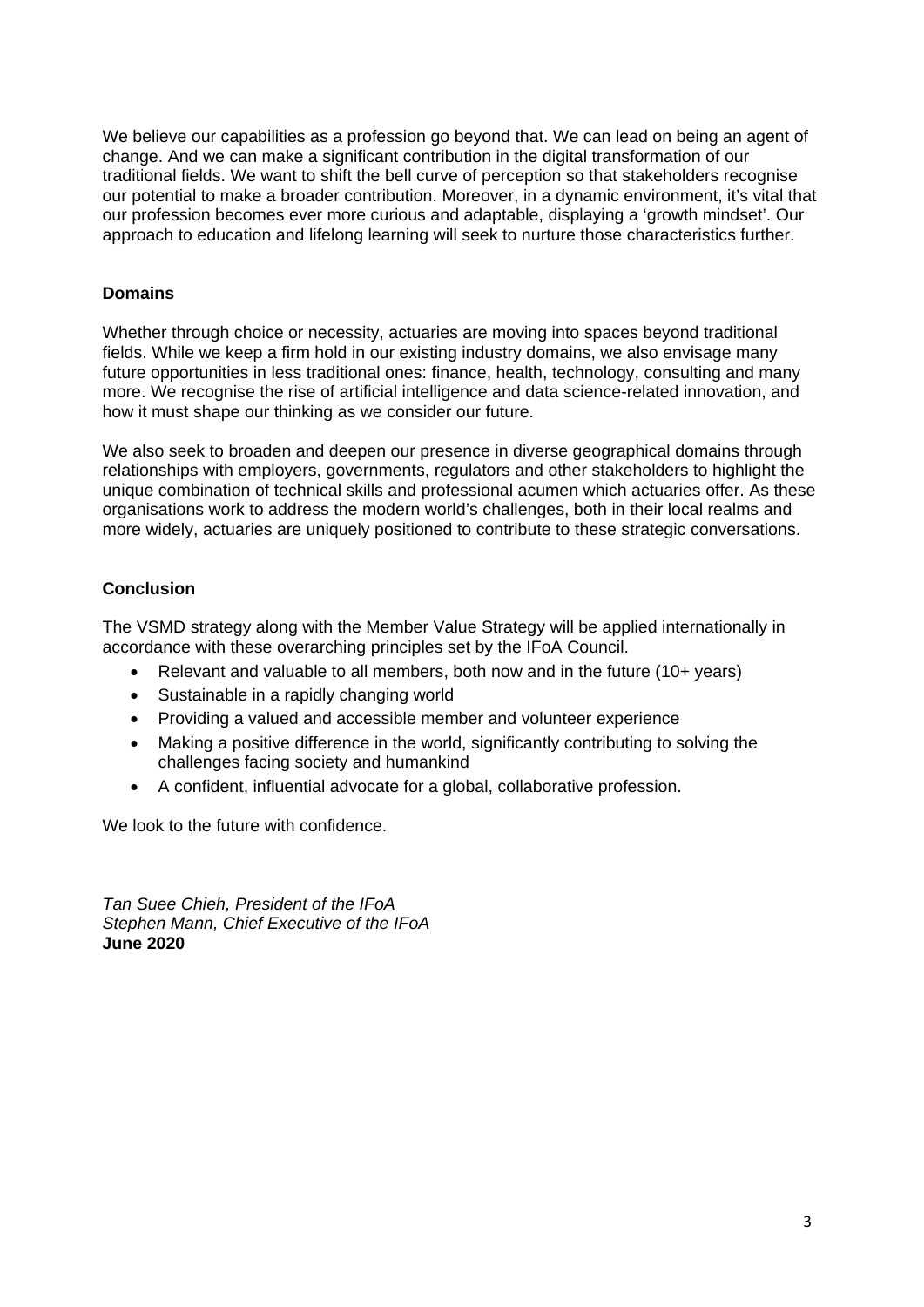We believe our capabilities as a profession go beyond that. We can lead on being an agent of change. And we can make a significant contribution in the digital transformation of our traditional fields. We want to shift the bell curve of perception so that stakeholders recognise our potential to make a broader contribution. Moreover, in a dynamic environment, it's vital that our profession becomes ever more curious and adaptable, displaying a 'growth mindset'. Our approach to education and lifelong learning will seek to nurture those characteristics further.

**Domains**

Whether through choice or necessity, actuaries are moving into spaces beyond traditional fields. While we keep a firm hold in our existing industry domains, we also envisage many future opportunities in less traditional ones: finance, health, technology, consulting and many more. We recognise the rise of artificial intelligence and data science-related innovation, and how it must shape our thinking as we consider our future.

We also seek to broaden and deepen our presence in diverse geographical domains through relationships with employers, governments, regulators and other stakeholders to highlight the unique combination of technical skills and professional acumen which actuaries offer. As these organisations work to address the modern world's challenges, both in their local realms and more widely, actuaries are uniquely positioned to contribute to these strategic conversations.

**Conclusion**

The VSMD strategy along with the Member Value Strategy will be applied internationally in accordance with these overarching principles set by the IFoA Council.

- Relevant and valuable to all members, both now and in the future (10+ years)
- Sustainable in a rapidly changing world
- Providing a valued and accessible member and volunteer experience
- Making a positive difference in the world, significantly contributing to solving the challenges facing society and humankind
- A confident, influential advocate for a global, collaborative profession.

We look to the future with confidence.

*Tan Suee Chieh, President of the IFoA*
*Stephen Mann, Chief Executive of the IFoA*
**June 2020**